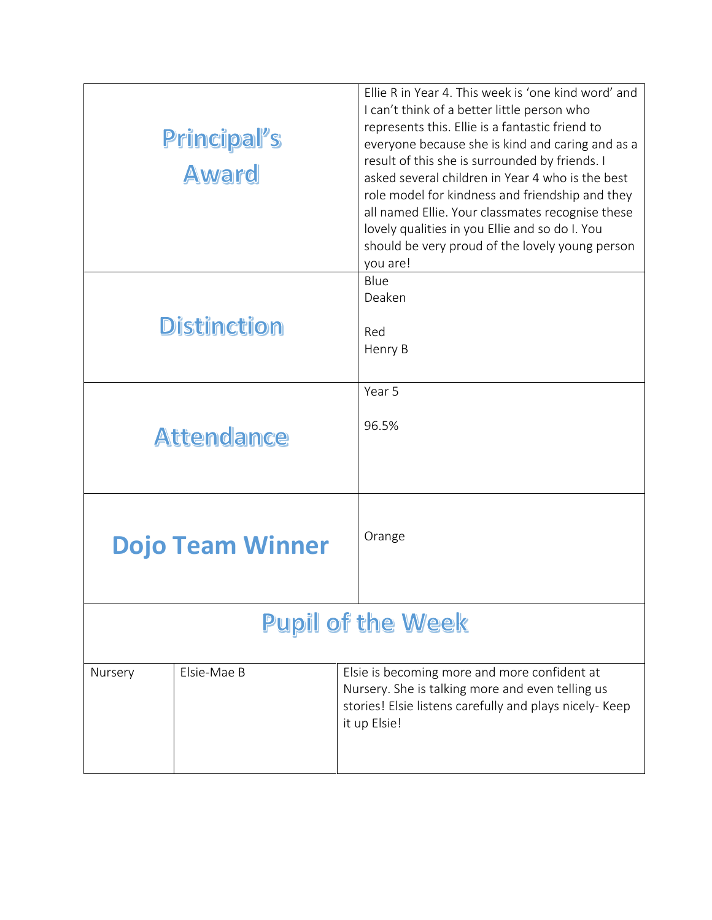| | |
|---|---|
| **Principal's Award** | Ellie R in Year 4. This week is 'one kind word' and I can't think of a better little person who represents this. Ellie is a fantastic friend to everyone because she is kind and caring and as a result of this she is surrounded by friends. I asked several children in Year 4 who is the best role model for kindness and friendship and they all named Ellie. Your classmates recognise these lovely qualities in you Ellie and so do I. You should be very proud of the lovely young person you are! |
| **Distinction** | Blue<br>Deaken<br><br>Red<br>Henry B |
| **Attendance** | Year 5<br><br>96.5% |
| **Dojo Team Winner** | Orange |

## Pupil of the Week

| | | |
|---|---|---|
| Nursery | Elsie-Mae B | Elsie is becoming more and more confident at Nursery. She is talking more and even telling us stories! Elsie listens carefully and plays nicely- Keep it up Elsie! |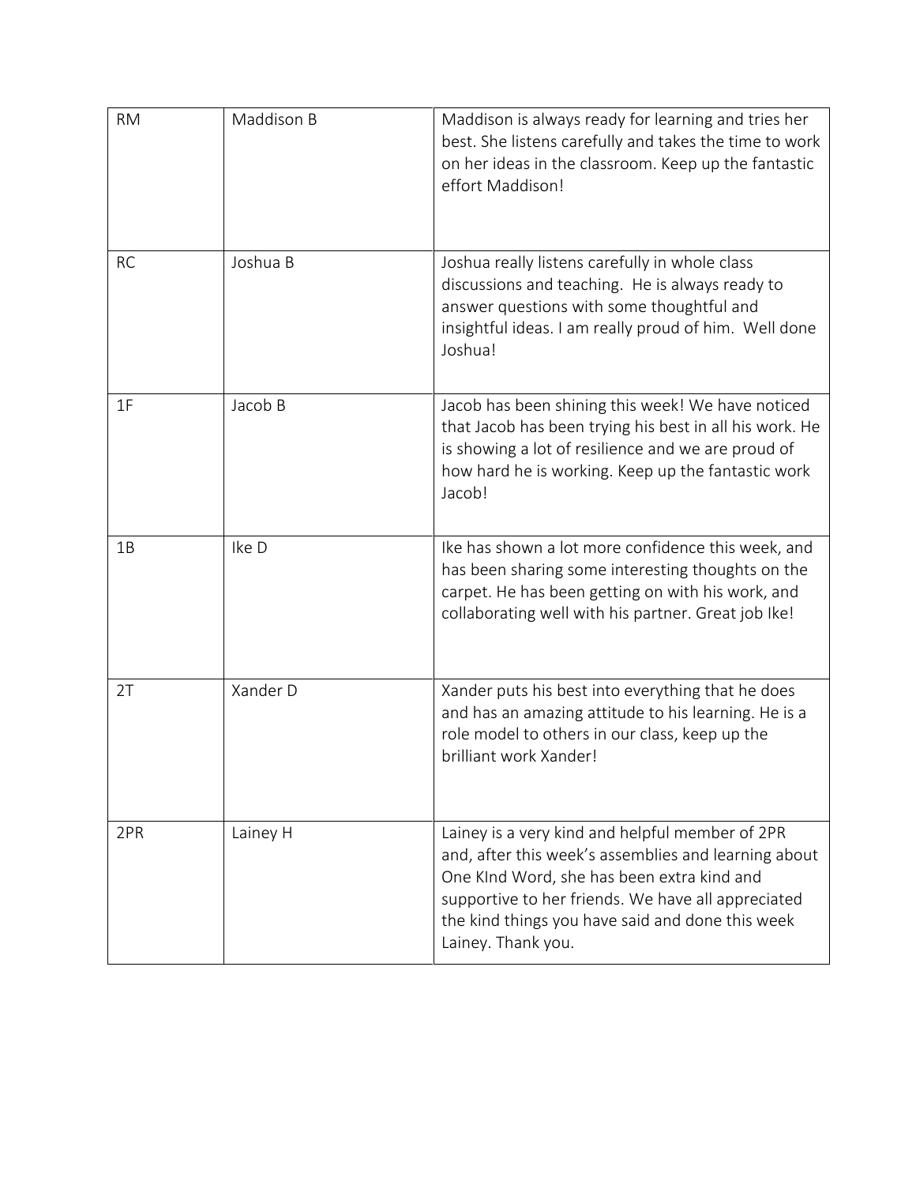| RM | Maddison B | Maddison is always ready for learning and tries her best. She listens carefully and takes the time to work on her ideas in the classroom. Keep up the fantastic effort Maddison! |
|---|---|---|
| RC | Joshua B | Joshua really listens carefully in whole class discussions and teaching. He is always ready to answer questions with some thoughtful and insightful ideas. I am really proud of him. Well done Joshua! |
| 1F | Jacob B | Jacob has been shining this week! We have noticed that Jacob has been trying his best in all his work. He is showing a lot of resilience and we are proud of how hard he is working. Keep up the fantastic work Jacob! |
| 1B | Ike D | Ike has shown a lot more confidence this week, and has been sharing some interesting thoughts on the carpet. He has been getting on with his work, and collaborating well with his partner. Great job Ike! |
| 2T | Xander D | Xander puts his best into everything that he does and has an amazing attitude to his learning. He is a role model to others in our class, keep up the brilliant work Xander! |
| 2PR | Lainey H | Lainey is a very kind and helpful member of 2PR and, after this week's assemblies and learning about One KInd Word, she has been extra kind and supportive to her friends. We have all appreciated the kind things you have said and done this week Lainey. Thank you. |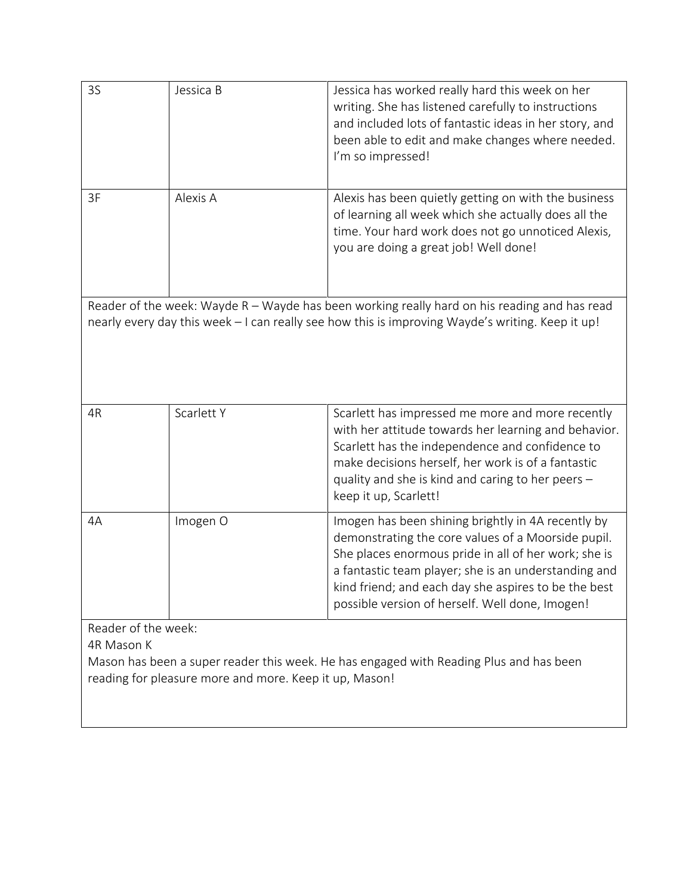| 3S | Jessica B | Jessica has worked really hard this week on her writing. She has listened carefully to instructions and included lots of fantastic ideas in her story, and been able to edit and make changes where needed. I'm so impressed! |
|---|---|---|
| 3F | Alexis A | Alexis has been quietly getting on with the business of learning all week which she actually does all the time. Your hard work does not go unnoticed Alexis, you are doing a great job! Well done! |
| Reader of the week: Wayde R – Wayde has been working really hard on his reading and has read nearly every day this week – I can really see how this is improving Wayde's writing. Keep it up! | | |
| 4R | Scarlett Y | Scarlett has impressed me more and more recently with her attitude towards her learning and behavior. Scarlett has the independence and confidence to make decisions herself, her work is of a fantastic quality and she is kind and caring to her peers – keep it up, Scarlett! |
| 4A | Imogen O | Imogen has been shining brightly in 4A recently by demonstrating the core values of a Moorside pupil. She places enormous pride in all of her work; she is a fantastic team player; she is an understanding and kind friend; and each day she aspires to be the best possible version of herself. Well done, Imogen! |
| Reader of the week:<br>4R Mason K<br>Mason has been a super reader this week. He has engaged with Reading Plus and has been reading for pleasure more and more. Keep it up, Mason! | | |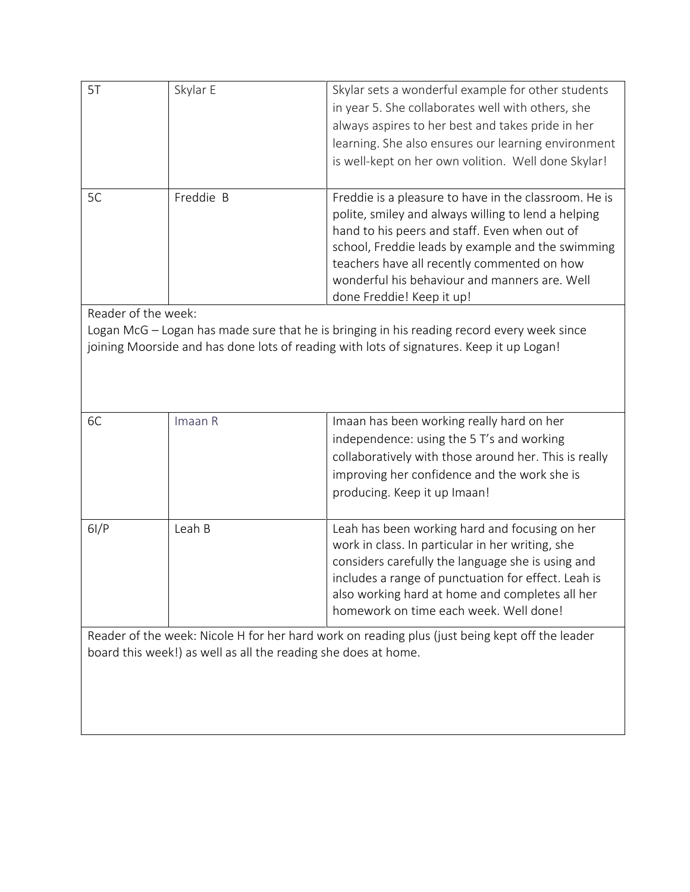| | | |
|---|---|---|
| 5T | Skylar E | Skylar sets a wonderful example for other students in year 5. She collaborates well with others, she always aspires to her best and takes pride in her learning. She also ensures our learning environment is well-kept on her own volition. Well done Skylar! |
| 5C | Freddie B | Freddie is a pleasure to have in the classroom. He is polite, smiley and always willing to lend a helping hand to his peers and staff. Even when out of school, Freddie leads by example and the swimming teachers have all recently commented on how wonderful his behaviour and manners are. Well done Freddie! Keep it up! |
| Reader of the week: Logan McG – Logan has made sure that he is bringing in his reading record every week since joining Moorside and has done lots of reading with lots of signatures. Keep it up Logan! | | |
| 6C | Imaan R | Imaan has been working really hard on her independence: using the 5 T's and working collaboratively with those around her. This is really improving her confidence and the work she is producing. Keep it up Imaan! |
| 6I/P | Leah B | Leah has been working hard and focusing on her work in class. In particular in her writing, she considers carefully the language she is using and includes a range of punctuation for effect. Leah is also working hard at home and completes all her homework on time each week. Well done! |
| Reader of the week: Nicole H for her hard work on reading plus (just being kept off the leader board this week!) as well as all the reading she does at home. | | |